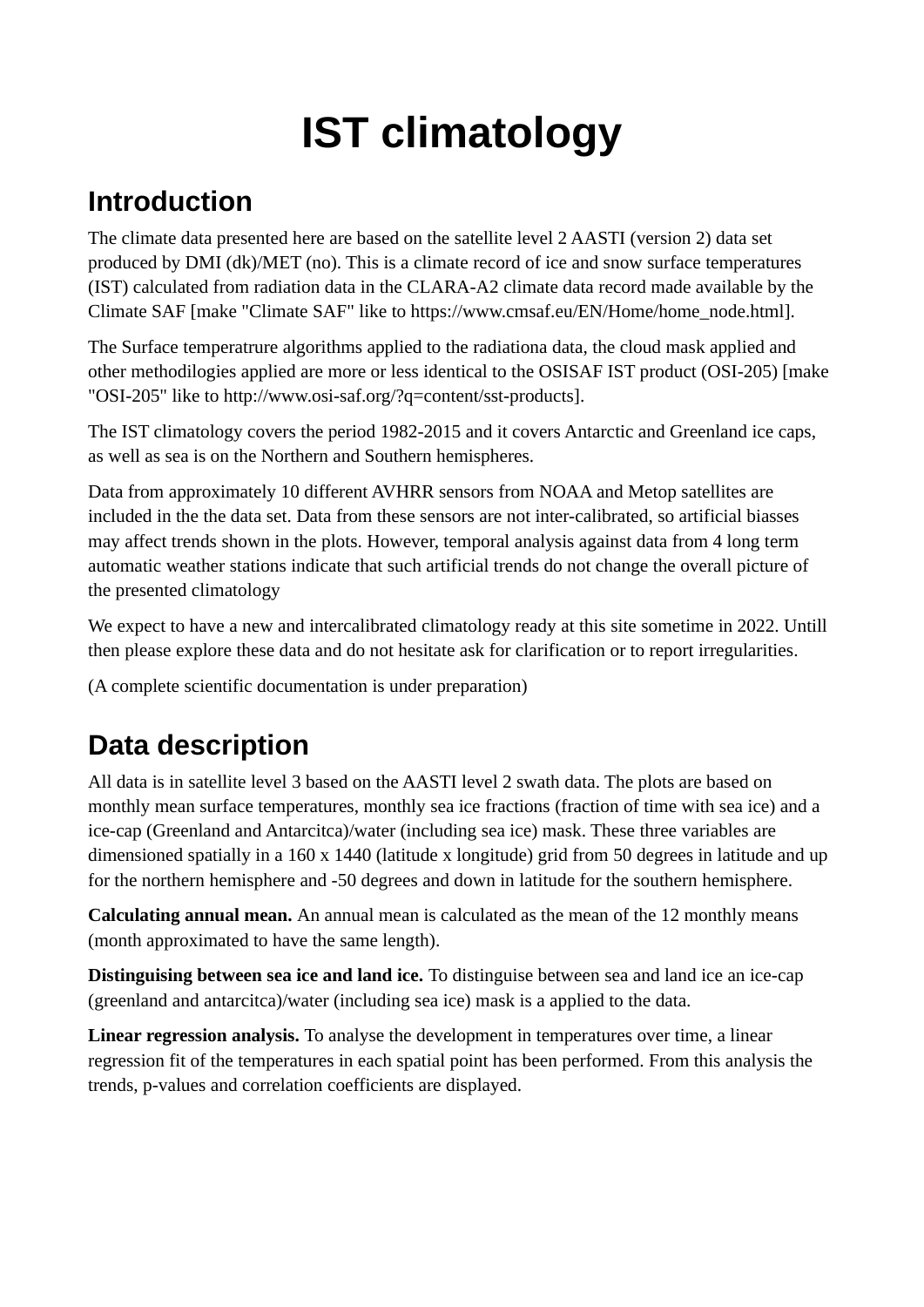# IST climatology

## Introduction

The climate data presented here are based on the satellite level 2 AASTI (version 2) data set produced by DMI (dk)/MET (no). This is a climate record of ice and snow surface temperatures (IST) calculated from radiation data in the CLARA-A2 climate data record made available by the Climate SAF [make "Climate SAF" like to https://www.cmsaf.eu/EN/Home/home_node.html].

The Surface temperatrure algorithms applied to the radiationa data, the cloud mask applied and other methodilogies applied are more or less identical to the OSISAF IST product (OSI-205) [make "OSI-205" like to http://www.osi-saf.org/?q=content/sst-products].

The IST climatology covers the period 1982-2015 and it covers Antarctic and Greenland ice caps, as well as sea is on the Northern and Southern hemispheres.

Data from approximately 10 different AVHRR sensors from NOAA and Metop satellites are included in the the data set. Data from these sensors are not inter-calibrated, so artificial biasses may affect trends shown in the plots. However, temporal analysis against data from 4 long term automatic weather stations indicate that such artificial trends do not change the overall picture of the presented climatology

We expect to have a new and intercalibrated climatology ready at this site sometime in 2022. Untill then please explore these data and do not hesitate ask for clarification or to report irregularities.

(A complete scientific documentation is under preparation)

## Data description

All data is in satellite level 3 based on the AASTI level 2 swath data. The plots are based on monthly mean surface temperatures, monthly sea ice fractions (fraction of time with sea ice) and a ice-cap (Greenland and Antarcitca)/water (including sea ice) mask. These three variables are dimensioned spatially in a 160 x 1440 (latitude x longitude) grid from 50 degrees in latitude and up for the northern hemisphere and -50 degrees and down in latitude for the southern hemisphere.

**Calculating annual mean.** An annual mean is calculated as the mean of the 12 monthly means (month approximated to have the same length).

**Distinguising between sea ice and land ice.** To distinguise between sea and land ice an ice-cap (greenland and antarcitca)/water (including sea ice) mask is a applied to the data.

**Linear regression analysis.** To analyse the development in temperatures over time, a linear regression fit of the temperatures in each spatial point has been performed. From this analysis the trends, p-values and correlation coefficients are displayed.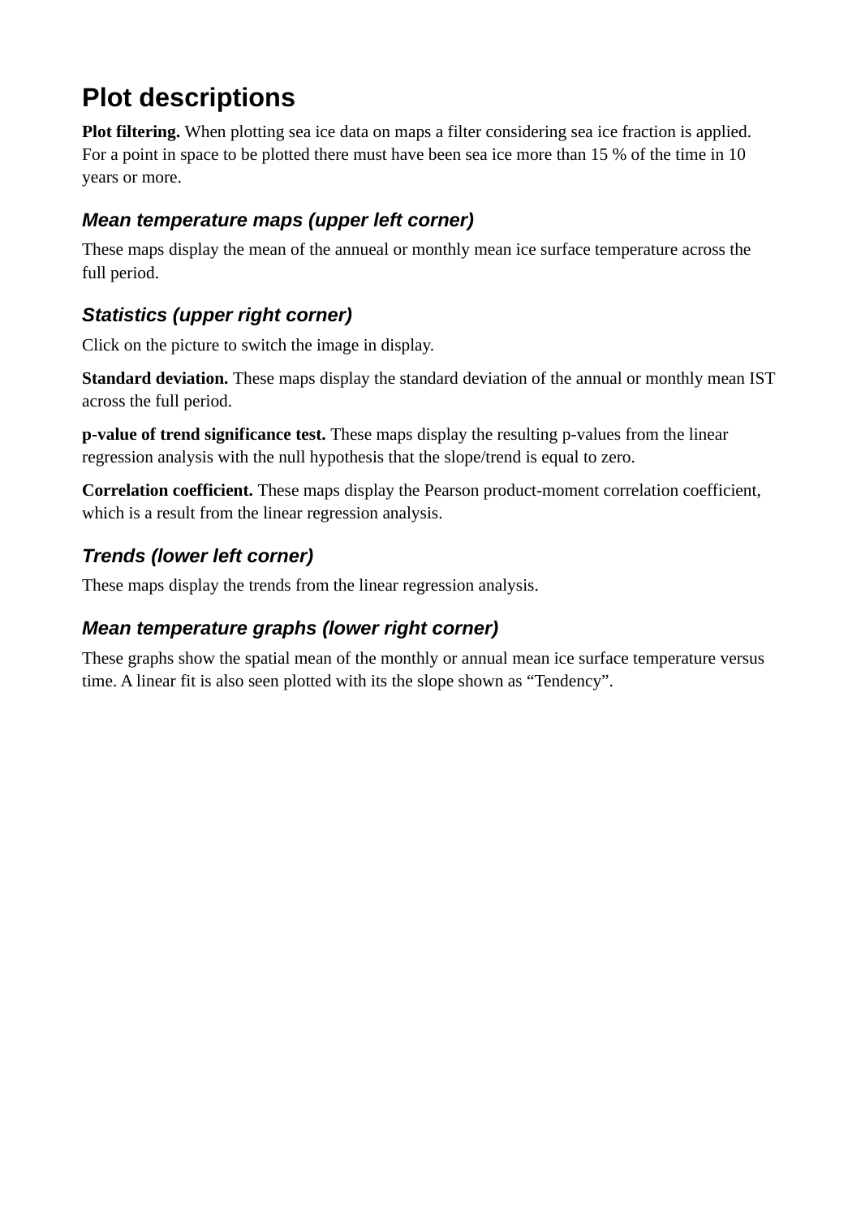# Plot descriptions

**Plot filtering.** When plotting sea ice data on maps a filter considering sea ice fraction is applied. For a point in space to be plotted there must have been sea ice more than 15 % of the time in 10 years or more.

### *Mean temperature maps (upper left corner)*

These maps display the mean of the annueal or monthly mean ice surface temperature across the full period.

### *Statistics (upper right corner)*

Click on the picture to switch the image in display.

**Standard deviation.** These maps display the standard deviation of the annual or monthly mean IST across the full period.

**p-value of trend significance test.** These maps display the resulting p-values from the linear regression analysis with the null hypothesis that the slope/trend is equal to zero.

**Correlation coefficient.** These maps display the Pearson product-moment correlation coefficient, which is a result from the linear regression analysis.

### *Trends (lower left corner)*

These maps display the trends from the linear regression analysis.

### *Mean temperature graphs (lower right corner)*

These graphs show the spatial mean of the monthly or annual mean ice surface temperature versus time. A linear fit is also seen plotted with its the slope shown as “Tendency”.